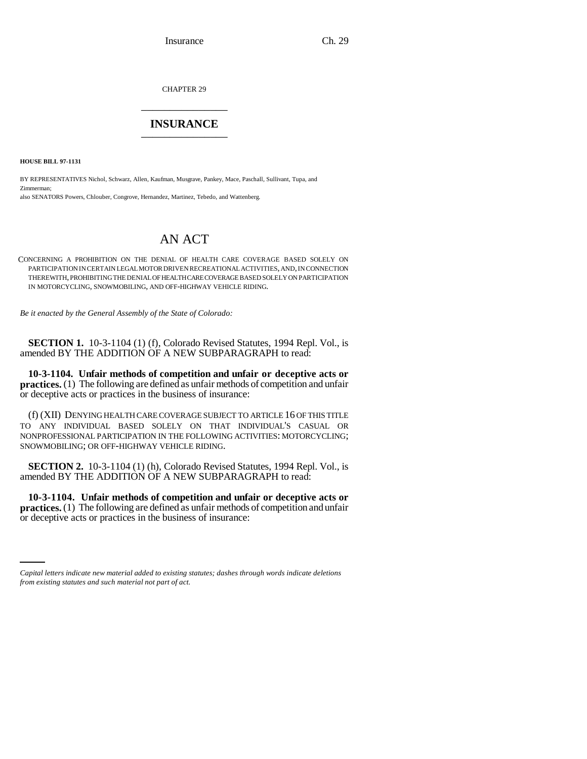CHAPTER 29

# INSURANCE

**HOUSE BILL 97-1131**

BY REPRESENTATIVES Nichol, Schwarz, Allen, Kaufman, Musgrave, Pankey, Mace, Paschall, Sullivant, Tupa, and Zimmerman;
also SENATORS Powers, Chlouber, Congrove, Hernandez, Martinez, Tebedo, and Wattenberg.

# AN ACT

CONCERNING A PROHIBITION ON THE DENIAL OF HEALTH CARE COVERAGE BASED SOLELY ON PARTICIPATION IN CERTAIN LEGAL MOTOR DRIVEN RECREATIONAL ACTIVITIES, AND, IN CONNECTION THEREWITH, PROHIBITING THE DENIAL OF HEALTH CARE COVERAGE BASED SOLELY ON PARTICIPATION IN MOTORCYCLING, SNOWMOBILING, AND OFF-HIGHWAY VEHICLE RIDING.

*Be it enacted by the General Assembly of the State of Colorado:*

**SECTION 1.** 10-3-1104 (1) (f), Colorado Revised Statutes, 1994 Repl. Vol., is amended BY THE ADDITION OF A NEW SUBPARAGRAPH to read:

**10-3-1104. Unfair methods of competition and unfair or deceptive acts or practices.** (1) The following are defined as unfair methods of competition and unfair or deceptive acts or practices in the business of insurance:

(f) (XII) DENYING HEALTH CARE COVERAGE SUBJECT TO ARTICLE 16 OF THIS TITLE TO ANY INDIVIDUAL BASED SOLELY ON THAT INDIVIDUAL'S CASUAL OR NONPROFESSIONAL PARTICIPATION IN THE FOLLOWING ACTIVITIES: MOTORCYCLING; SNOWMOBILING; OR OFF-HIGHWAY VEHICLE RIDING.

**SECTION 2.** 10-3-1104 (1) (h), Colorado Revised Statutes, 1994 Repl. Vol., is amended BY THE ADDITION OF A NEW SUBPARAGRAPH to read:

**10-3-1104. Unfair methods of competition and unfair or deceptive acts or practices.** (1) The following are defined as unfair methods of competition and unfair or deceptive acts or practices in the business of insurance:

*Capital letters indicate new material added to existing statutes; dashes through words indicate deletions from existing statutes and such material not part of act.*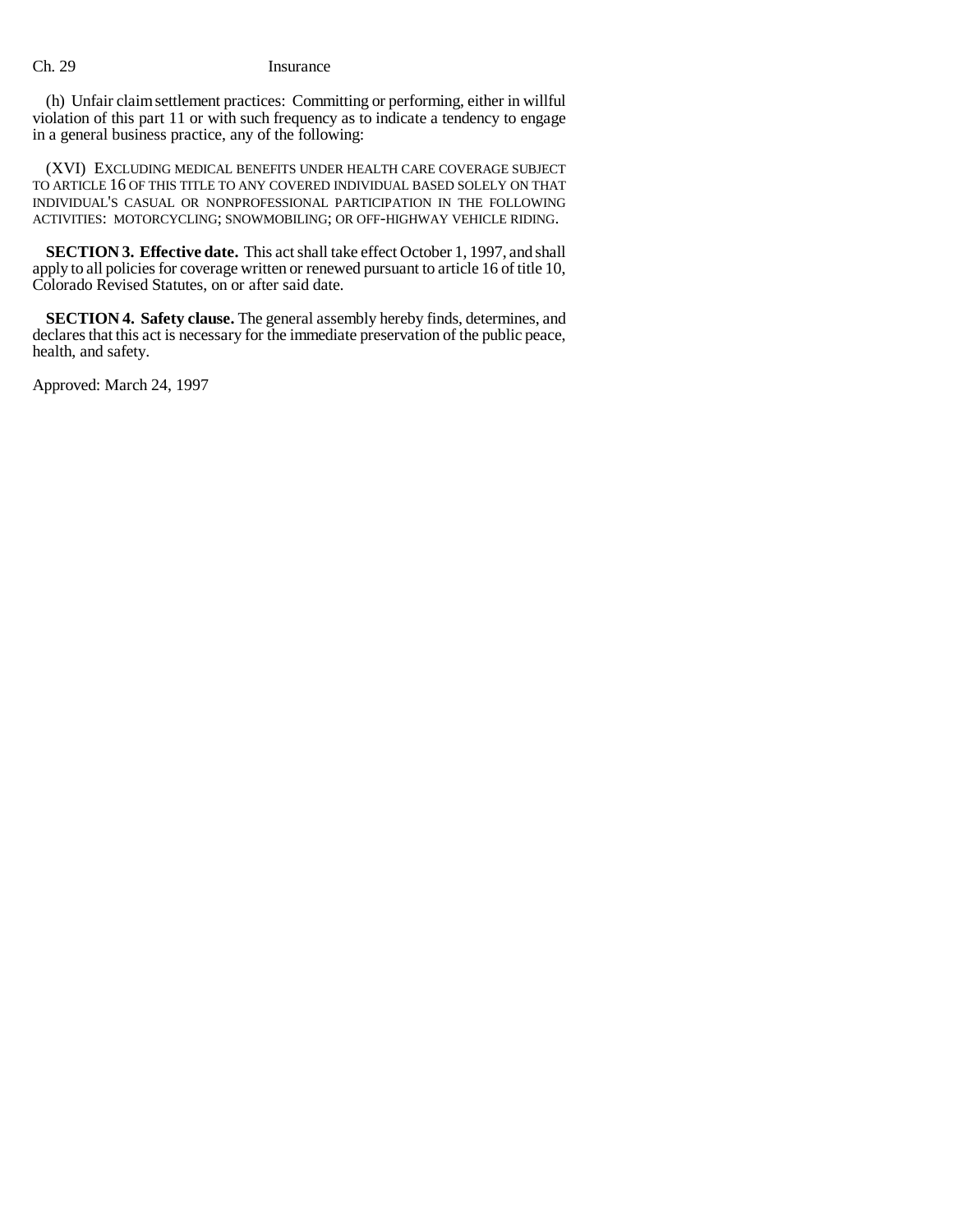(h) Unfair claim settlement practices: Committing or performing, either in willful violation of this part 11 or with such frequency as to indicate a tendency to engage in a general business practice, any of the following:

(XVI) EXCLUDING MEDICAL BENEFITS UNDER HEALTH CARE COVERAGE SUBJECT TO ARTICLE 16 OF THIS TITLE TO ANY COVERED INDIVIDUAL BASED SOLELY ON THAT INDIVIDUAL'S CASUAL OR NONPROFESSIONAL PARTICIPATION IN THE FOLLOWING ACTIVITIES: MOTORCYCLING; SNOWMOBILING; OR OFF-HIGHWAY VEHICLE RIDING.

**SECTION 3. Effective date.** This act shall take effect October 1, 1997, and shall apply to all policies for coverage written or renewed pursuant to article 16 of title 10, Colorado Revised Statutes, on or after said date.

**SECTION 4. Safety clause.** The general assembly hereby finds, determines, and declares that this act is necessary for the immediate preservation of the public peace, health, and safety.

Approved: March 24, 1997